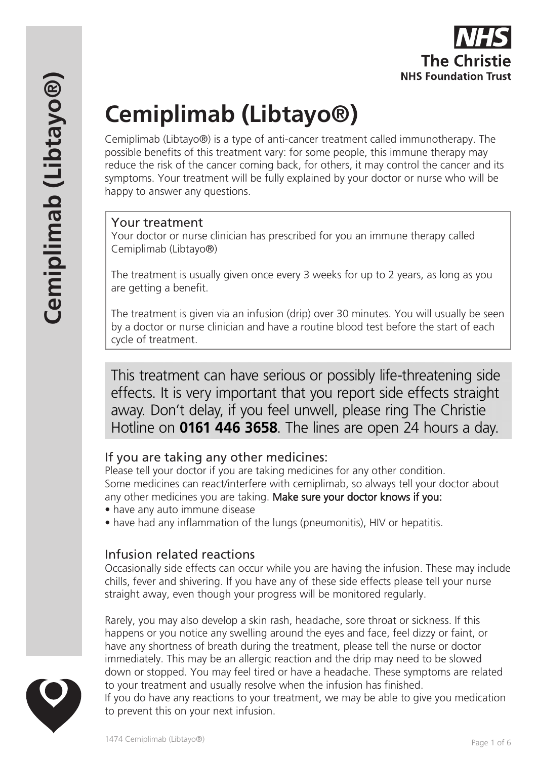# Cemiplimab (Libtayo®)

Cemiplimab (Libtayo®) is a type of anti-cancer treatment called immunotherapy. The possible benefits of this treatment vary: for some people, this immune therapy may reduce the risk of the cancer coming back, for others, it may control the cancer and its symptoms. Your treatment will be fully explained by your doctor or nurse who will be happy to answer any questions.

## Your treatment

Your doctor or nurse clinician has prescribed for you an immune therapy called Cemiplimab (Libtayo®)

The treatment is usually given once every 3 weeks for up to 2 years, as long as you are getting a benefit.

The treatment is given via an infusion (drip) over 30 minutes. You will usually be seen by a doctor or nurse clinician and have a routine blood test before the start of each cycle of treatment.

This treatment can have serious or possibly life-threatening side effects. It is very important that you report side effects straight away. Don't delay, if you feel unwell, please ring The Christie Hotline on **0161 446 3658**. The lines are open 24 hours a day.

## If you are taking any other medicines:

Please tell your doctor if you are taking medicines for any other condition. Some medicines can react/interfere with cemiplimab, so always tell your doctor about any other medicines you are taking. **Make sure your doctor knows if you:**

- have any auto immune disease
- have had any inflammation of the lungs (pneumonitis), HIV or hepatitis.

## Infusion related reactions

Occasionally side effects can occur while you are having the infusion. These may include chills, fever and shivering. If you have any of these side effects please tell your nurse straight away, even though your progress will be monitored regularly.

Rarely, you may also develop a skin rash, headache, sore throat or sickness. If this happens or you notice any swelling around the eyes and face, feel dizzy or faint, or have any shortness of breath during the treatment, please tell the nurse or doctor immediately. This may be an allergic reaction and the drip may need to be slowed down or stopped. You may feel tired or have a headache. These symptoms are related to your treatment and usually resolve when the infusion has finished.
If you do have any reactions to your treatment, we may be able to give you medication to prevent this on your next infusion.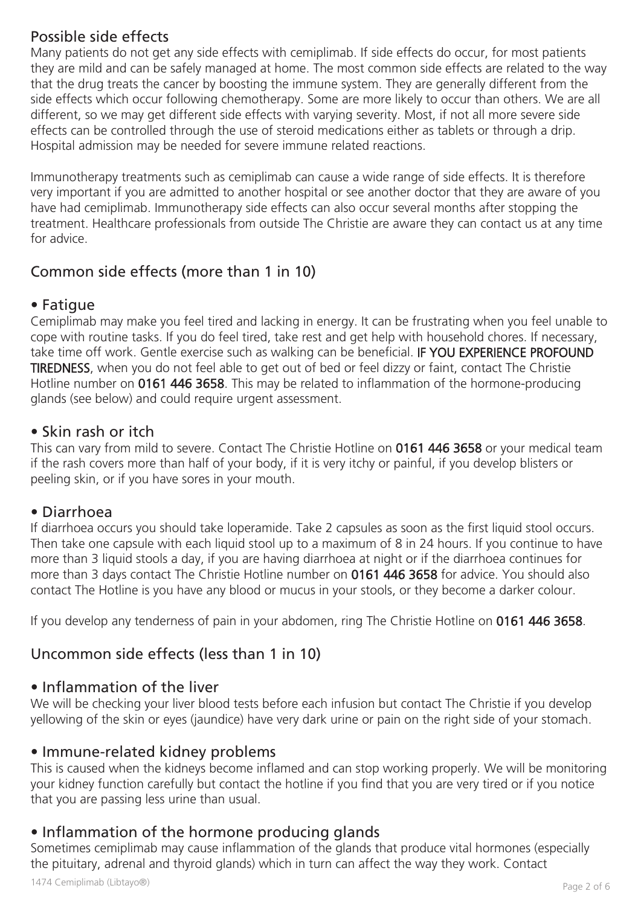## Possible side effects

Many patients do not get any side effects with cemiplimab. If side effects do occur, for most patients they are mild and can be safely managed at home. The most common side effects are related to the way that the drug treats the cancer by boosting the immune system. They are generally different from the side effects which occur following chemotherapy. Some are more likely to occur than others. We are all different, so we may get different side effects with varying severity. Most, if not all more severe side effects can be controlled through the use of steroid medications either as tablets or through a drip. Hospital admission may be needed for severe immune related reactions.

Immunotherapy treatments such as cemiplimab can cause a wide range of side effects. It is therefore very important if you are admitted to another hospital or see another doctor that they are aware of you have had cemiplimab. Immunotherapy side effects can also occur several months after stopping the treatment. Healthcare professionals from outside The Christie are aware they can contact us at any time for advice.

## Common side effects (more than 1 in 10)

### • Fatigue

Cemiplimab may make you feel tired and lacking in energy. It can be frustrating when you feel unable to cope with routine tasks. If you do feel tired, take rest and get help with household chores. If necessary, take time off work. Gentle exercise such as walking can be beneficial. **IF YOU EXPERIENCE PROFOUND TIREDNESS**, when you do not feel able to get out of bed or feel dizzy or faint, contact The Christie Hotline number on **0161 446 3658**. This may be related to inflammation of the hormone-producing glands (see below) and could require urgent assessment.

### • Skin rash or itch

This can vary from mild to severe. Contact The Christie Hotline on **0161 446 3658** or your medical team if the rash covers more than half of your body, if it is very itchy or painful, if you develop blisters or peeling skin, or if you have sores in your mouth.

### • Diarrhoea

If diarrhoea occurs you should take loperamide. Take 2 capsules as soon as the first liquid stool occurs. Then take one capsule with each liquid stool up to a maximum of 8 in 24 hours. If you continue to have more than 3 liquid stools a day, if you are having diarrhoea at night or if the diarrhoea continues for more than 3 days contact The Christie Hotline number on **0161 446 3658** for advice. You should also contact The Hotline is you have any blood or mucus in your stools, or they become a darker colour.

If you develop any tenderness of pain in your abdomen, ring The Christie Hotline on **0161 446 3658**.

## Uncommon side effects (less than 1 in 10)

### • Inflammation of the liver

We will be checking your liver blood tests before each infusion but contact The Christie if you develop yellowing of the skin or eyes (jaundice) have very dark urine or pain on the right side of your stomach.

### • Immune-related kidney problems

This is caused when the kidneys become inflamed and can stop working properly. We will be monitoring your kidney function carefully but contact the hotline if you find that you are very tired or if you notice that you are passing less urine than usual.

### • Inflammation of the hormone producing glands

Sometimes cemiplimab may cause inflammation of the glands that produce vital hormones (especially the pituitary, adrenal and thyroid glands) which in turn can affect the way they work. Contact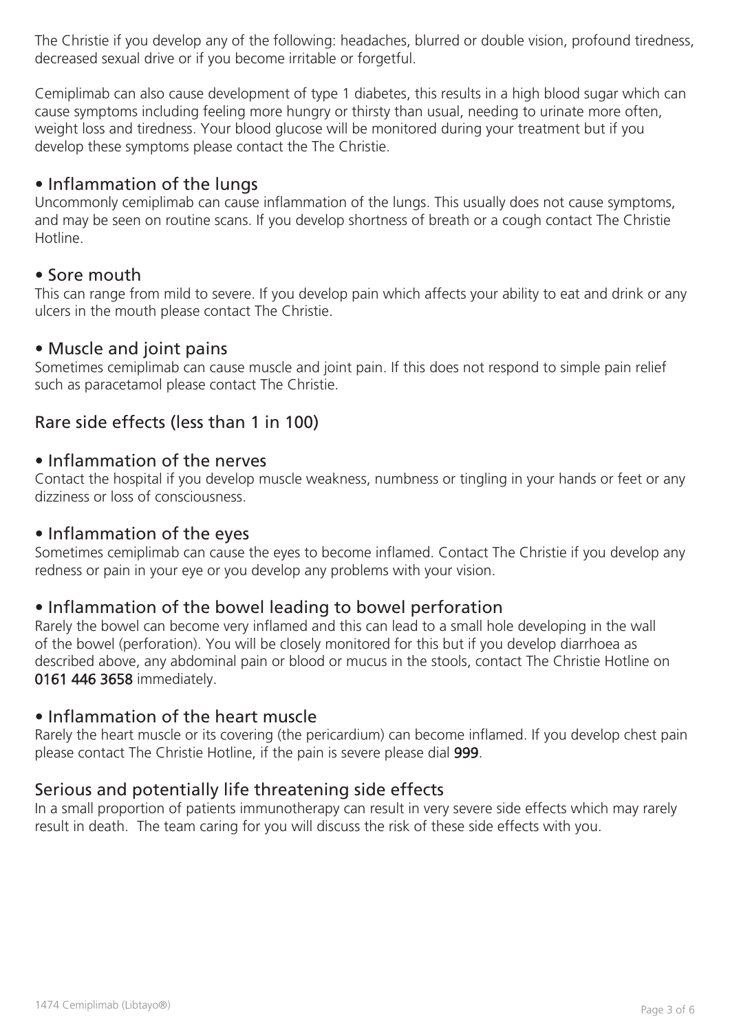The Christie if you develop any of the following: headaches, blurred or double vision, profound tiredness, decreased sexual drive or if you become irritable or forgetful.

Cemiplimab can also cause development of type 1 diabetes, this results in a high blood sugar which can cause symptoms including feeling more hungry or thirsty than usual, needing to urinate more often, weight loss and tiredness. Your blood glucose will be monitored during your treatment but if you develop these symptoms please contact the The Christie.

## • Inflammation of the lungs

Uncommonly cemiplimab can cause inflammation of the lungs. This usually does not cause symptoms, and may be seen on routine scans. If you develop shortness of breath or a cough contact The Christie Hotline.

## • Sore mouth

This can range from mild to severe. If you develop pain which affects your ability to eat and drink or any ulcers in the mouth please contact The Christie.

## • Muscle and joint pains

Sometimes cemiplimab can cause muscle and joint pain. If this does not respond to simple pain relief such as paracetamol please contact The Christie.

## Rare side effects (less than 1 in 100)

## • Inflammation of the nerves

Contact the hospital if you develop muscle weakness, numbness or tingling in your hands or feet or any dizziness or loss of consciousness.

## • Inflammation of the eyes

Sometimes cemiplimab can cause the eyes to become inflamed. Contact The Christie if you develop any redness or pain in your eye or you develop any problems with your vision.

## • Inflammation of the bowel leading to bowel perforation

Rarely the bowel can become very inflamed and this can lead to a small hole developing in the wall of the bowel (perforation). You will be closely monitored for this but if you develop diarrhoea as described above, any abdominal pain or blood or mucus in the stools, contact The Christie Hotline on **0161 446 3658** immediately.

## • Inflammation of the heart muscle

Rarely the heart muscle or its covering (the pericardium) can become inflamed. If you develop chest pain please contact The Christie Hotline, if the pain is severe please dial **999**.

## Serious and potentially life threatening side effects

In a small proportion of patients immunotherapy can result in very severe side effects which may rarely result in death. The team caring for you will discuss the risk of these side effects with you.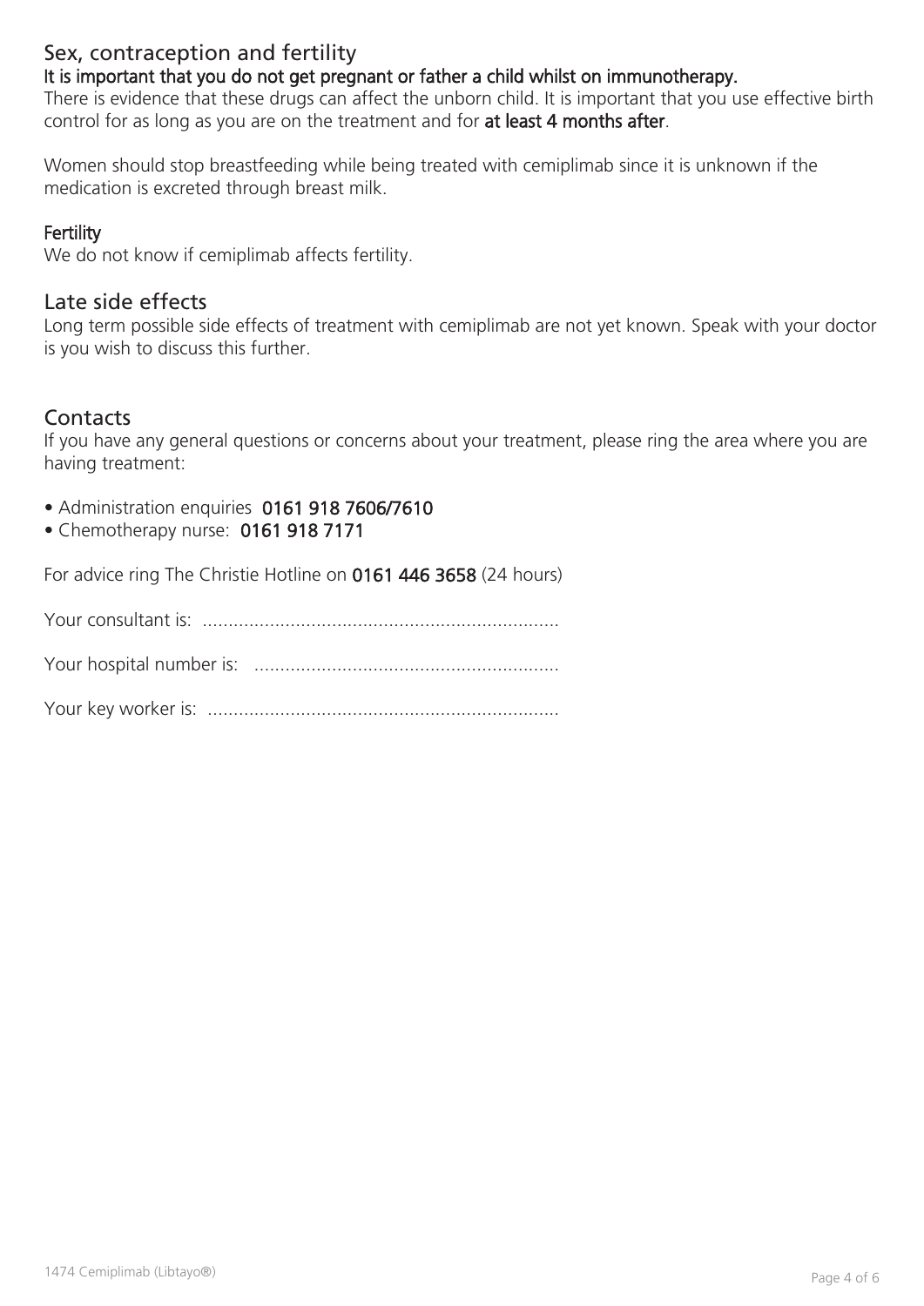## Sex, contraception and fertility

**It is important that you do not get pregnant or father a child whilst on immunotherapy.**

There is evidence that these drugs can affect the unborn child. It is important that you use effective birth control for as long as you are on the treatment and for **at least 4 months after**.

Women should stop breastfeeding while being treated with cemiplimab since it is unknown if the medication is excreted through breast milk.

### Fertility

We do not know if cemiplimab affects fertility.

## Late side effects

Long term possible side effects of treatment with cemiplimab are not yet known. Speak with your doctor is you wish to discuss this further.

## Contacts

If you have any general questions or concerns about your treatment, please ring the area where you are having treatment:

- Administration enquiries **0161 918 7606/7610**
- Chemotherapy nurse: **0161 918 7171**

For advice ring The Christie Hotline on **0161 446 3658** (24 hours)

Your consultant is: ....................................................................

Your hospital number is: ..........................................................

Your key worker is: ...................................................................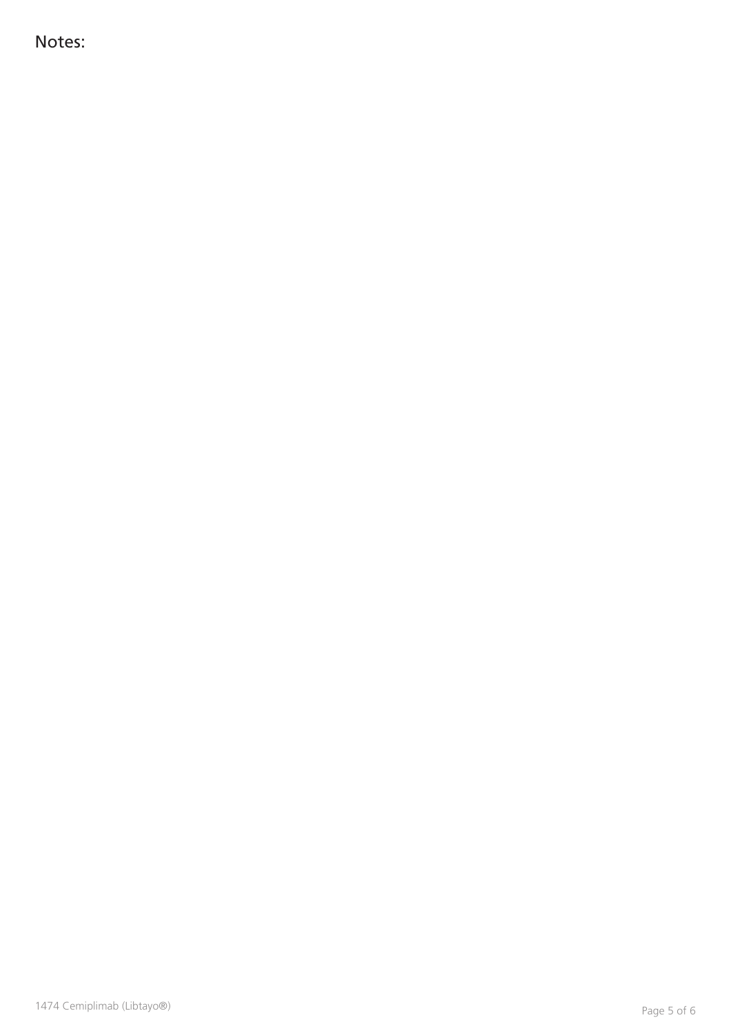Notes: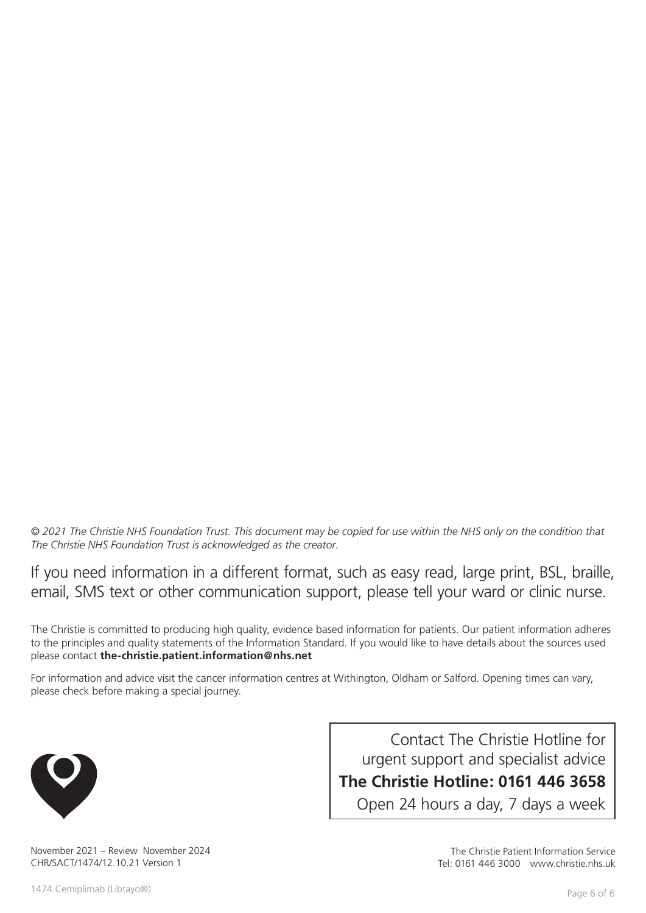*© 2021 The Christie NHS Foundation Trust. This document may be copied for use within the NHS only on the condition that The Christie NHS Foundation Trust is acknowledged as the creator.*

If you need information in a different format, such as easy read, large print, BSL, braille, email, SMS text or other communication support, please tell your ward or clinic nurse.

The Christie is committed to producing high quality, evidence based information for patients. Our patient information adheres to the principles and quality statements of the Information Standard. If you would like to have details about the sources used please contact **the-christie.patient.information@nhs.net**

For information and advice visit the cancer information centres at Withington, Oldham or Salford. Opening times can vary, please check before making a special journey.

Contact The Christie Hotline for urgent support and specialist advice

**The Christie Hotline: 0161 446 3658**

Open 24 hours a day, 7 days a week

November 2021 – Review November 2024
CHR/SACT/1474/12.10.21 Version 1

The Christie Patient Information Service
Tel: 0161 446 3000 www.christie.nhs.uk